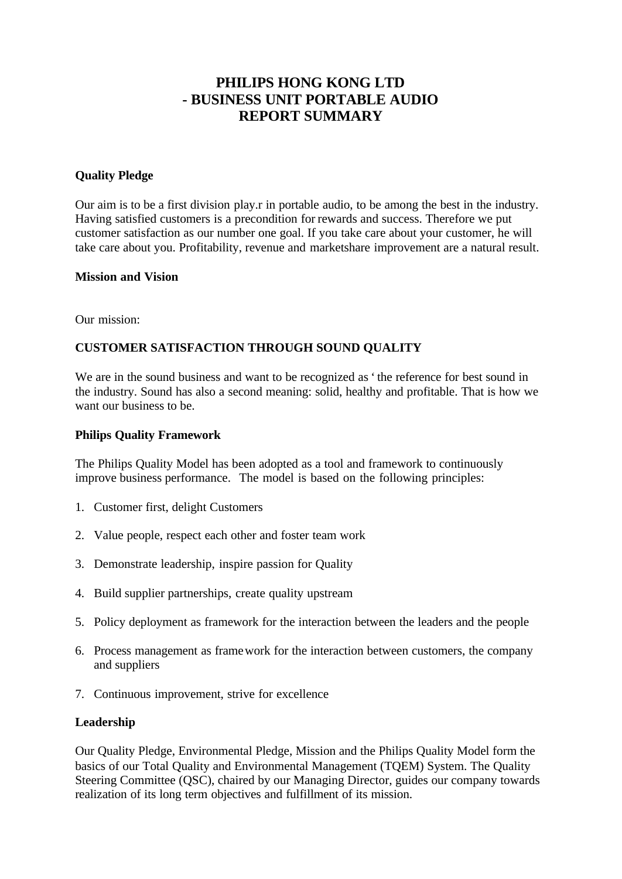# PHILIPS HONG KONG LTD
# - BUSINESS UNIT PORTABLE AUDIO
# REPORT SUMMARY

**Quality Pledge**

Our aim is to be a first division play.r in portable audio, to be among the best in the industry. Having satisfied customers is a precondition for rewards and success. Therefore we put customer satisfaction as our number one goal. If you take care about your customer, he will take care about you. Profitability, revenue and marketshare improvement are a natural result.

**Mission and Vision**

Our mission:

**CUSTOMER SATISFACTION THROUGH SOUND QUALITY**

We are in the sound business and want to be recognized as ' the reference for best sound in the industry. Sound has also a second meaning: solid, healthy and profitable. That is how we want our business to be.

**Philips Quality Framework**

The Philips Quality Model has been adopted as a tool and framework to continuously improve business performance. The model is based on the following principles:

1. Customer first, delight Customers
2. Value people, respect each other and foster team work
3. Demonstrate leadership, inspire passion for Quality
4. Build supplier partnerships, create quality upstream
5. Policy deployment as framework for the interaction between the leaders and the people
6. Process management as framework for the interaction between customers, the company and suppliers
7. Continuous improvement, strive for excellence

**Leadership**

Our Quality Pledge, Environmental Pledge, Mission and the Philips Quality Model form the basics of our Total Quality and Environmental Management (TQEM) System. The Quality Steering Committee (QSC), chaired by our Managing Director, guides our company towards realization of its long term objectives and fulfillment of its mission.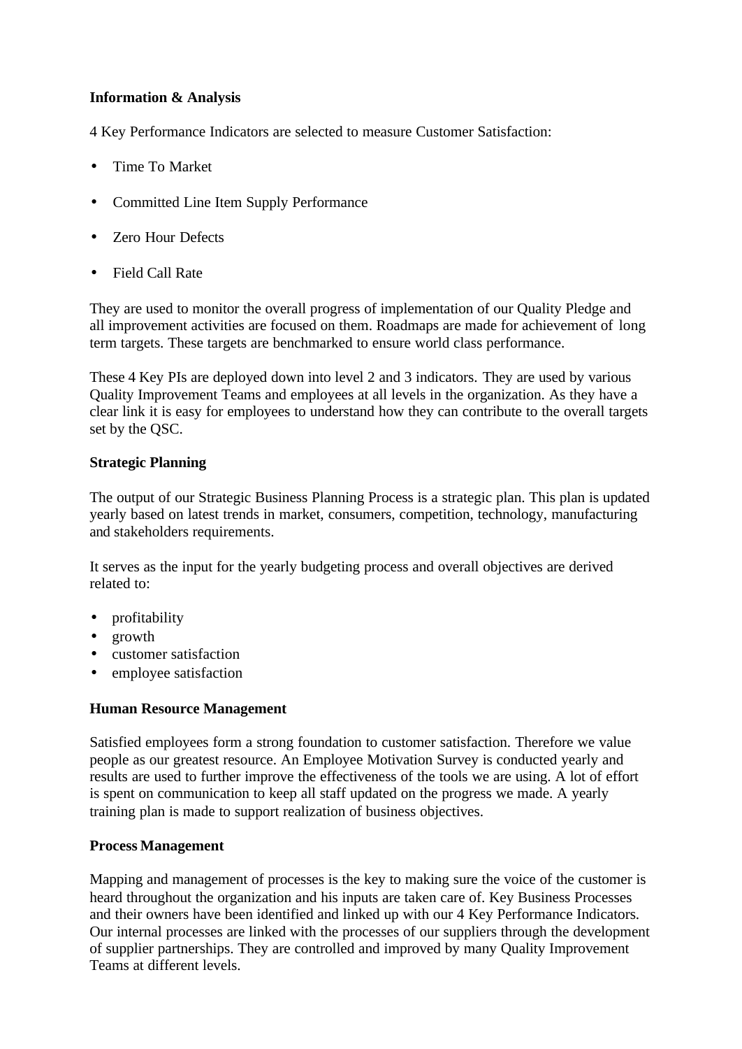**Information & Analysis**

4 Key Performance Indicators are selected to measure Customer Satisfaction:

- Time To Market
- Committed Line Item Supply Performance
- Zero Hour Defects
- Field Call Rate

They are used to monitor the overall progress of implementation of our Quality Pledge and all improvement activities are focused on them. Roadmaps are made for achievement of long term targets. These targets are benchmarked to ensure world class performance.

These 4 Key PIs are deployed down into level 2 and 3 indicators. They are used by various Quality Improvement Teams and employees at all levels in the organization. As they have a clear link it is easy for employees to understand how they can contribute to the overall targets set by the QSC.

**Strategic Planning**

The output of our Strategic Business Planning Process is a strategic plan. This plan is updated yearly based on latest trends in market, consumers, competition, technology, manufacturing and stakeholders requirements.

It serves as the input for the yearly budgeting process and overall objectives are derived related to:

- profitability
- growth
- customer satisfaction
- employee satisfaction

**Human Resource Management**

Satisfied employees form a strong foundation to customer satisfaction. Therefore we value people as our greatest resource. An Employee Motivation Survey is conducted yearly and results are used to further improve the effectiveness of the tools we are using. A lot of effort is spent on communication to keep all staff updated on the progress we made. A yearly training plan is made to support realization of business objectives.

**Process Management**

Mapping and management of processes is the key to making sure the voice of the customer is heard throughout the organization and his inputs are taken care of. Key Business Processes and their owners have been identified and linked up with our 4 Key Performance Indicators. Our internal processes are linked with the processes of our suppliers through the development of supplier partnerships. They are controlled and improved by many Quality Improvement Teams at different levels.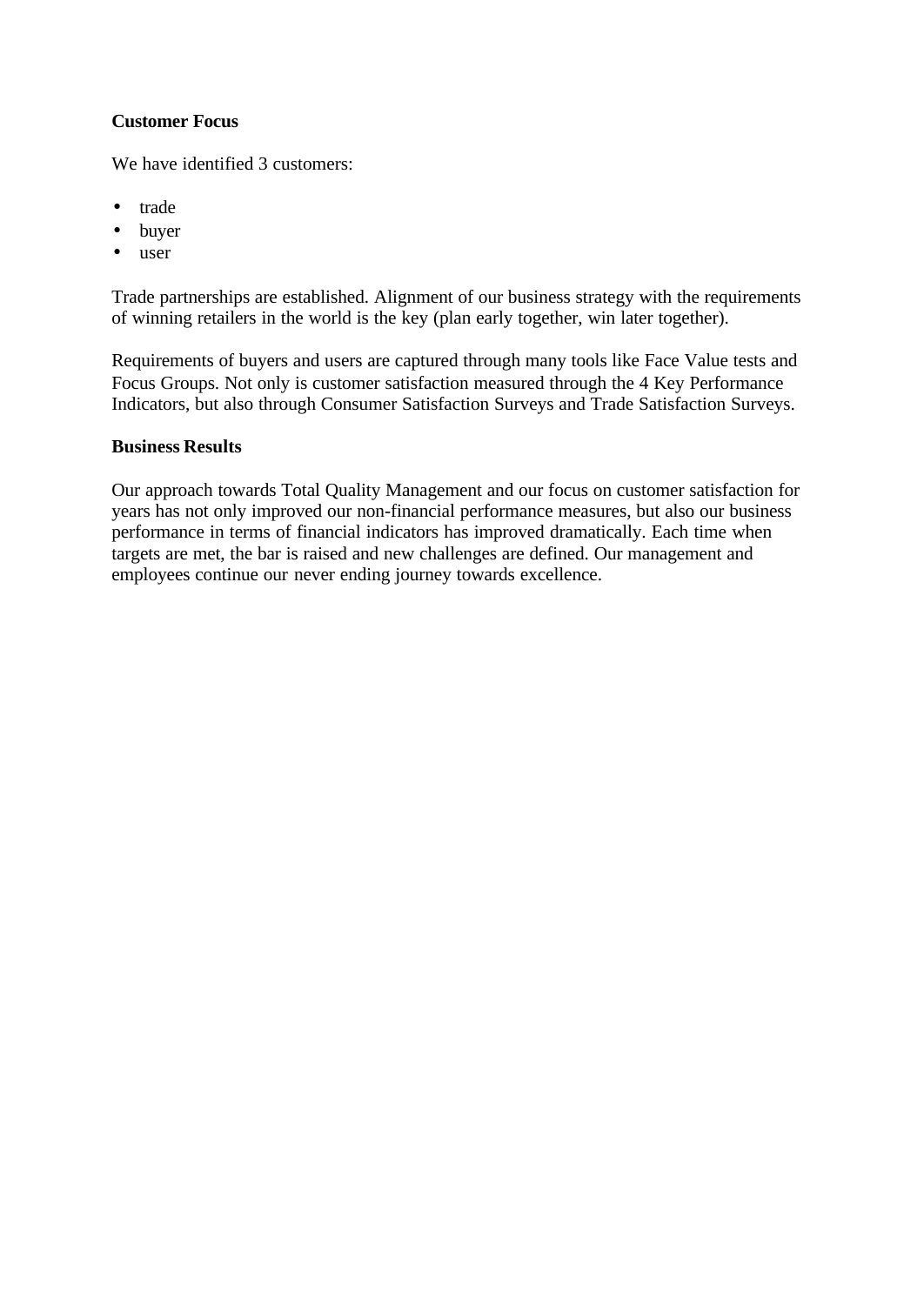**Customer Focus**

We have identified 3 customers:

- trade
- buyer
- user

Trade partnerships are established. Alignment of our business strategy with the requirements of winning retailers in the world is the key (plan early together, win later together).

Requirements of buyers and users are captured through many tools like Face Value tests and Focus Groups. Not only is customer satisfaction measured through the 4 Key Performance Indicators, but also through Consumer Satisfaction Surveys and Trade Satisfaction Surveys.

**Business Results**

Our approach towards Total Quality Management and our focus on customer satisfaction for years has not only improved our non-financial performance measures, but also our business performance in terms of financial indicators has improved dramatically. Each time when targets are met, the bar is raised and new challenges are defined. Our management and employees continue our never ending journey towards excellence.